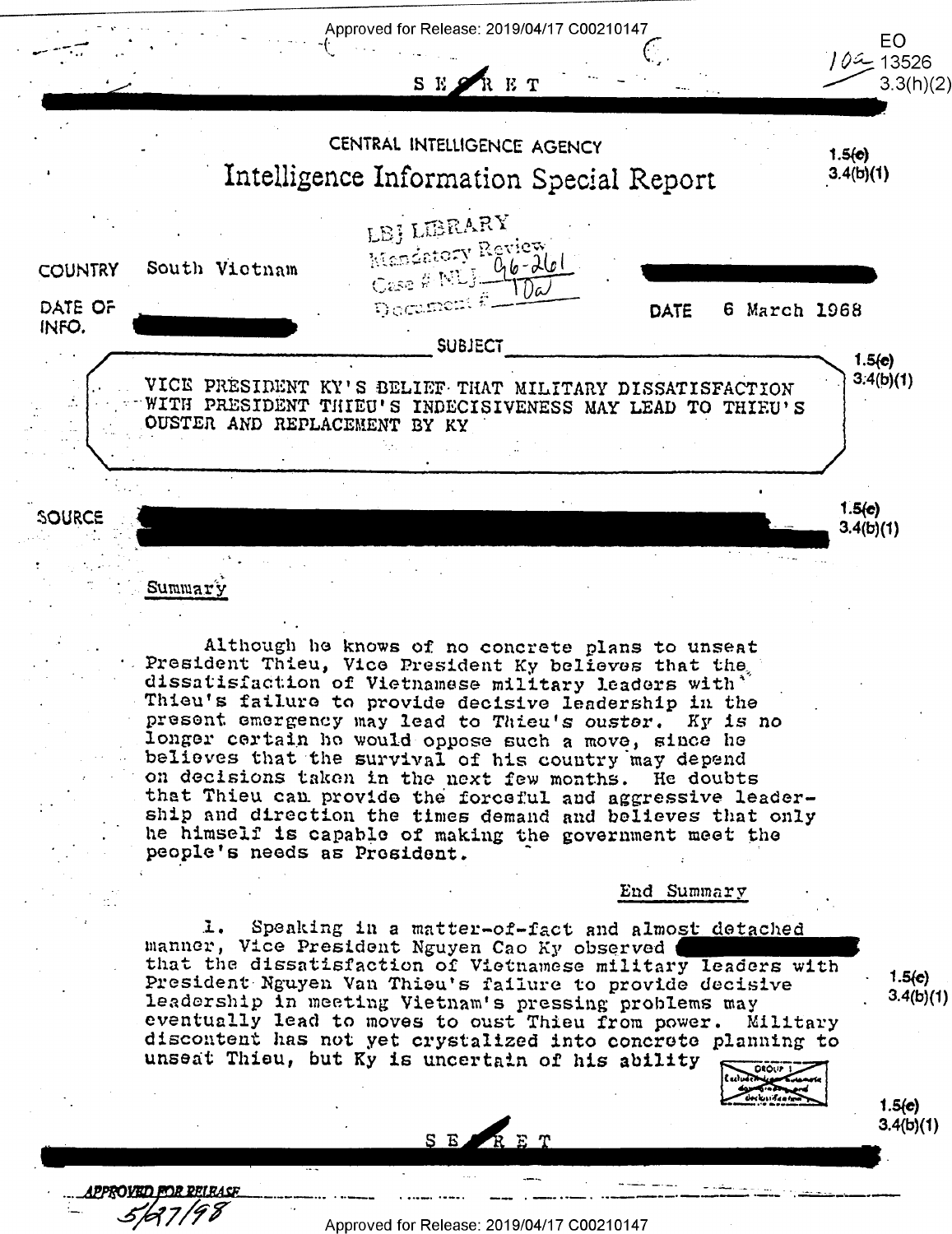SECRET

CENTRAL INTELLIGENCE AGENCY

# Intelligence Information Special Report

LBJ LIBRARY
Mandatory Review
Case # NLJ 96-261
Document # 10a

COUNTRY South Vietnam

DATE OF INFO.

DATE 6 March 1968

SUBJECT

VICE PRESIDENT KY'S BELIEF THAT MILITARY DISSATISFACTION WITH PRESIDENT THIEU'S INDECISIVENESS MAY LEAD TO THIEU'S OUSTER AND REPLACEMENT BY KY

SOURCE

Summary

Although he knows of no concrete plans to unseat President Thieu, Vice President Ky believes that the dissatisfaction of Vietnamese military leaders with Thieu's failure to provide decisive leadership in the present emergency may lead to Thieu's ouster. Ky is no longer certain he would oppose such a move, since he believes that the survival of his country may depend on decisions taken in the next few months. He doubts that Thieu can provide the forceful and aggressive leadership and direction the times demand and believes that only he himself is capable of making the government meet the people's needs as President.

End Summary

1. Speaking in a matter-of-fact and almost detached manner, Vice President Nguyen Cao Ky observed that the dissatisfaction of Vietnamese military leaders with President Nguyen Van Thieu's failure to provide decisive leadership in meeting Vietnam's pressing problems may eventually lead to moves to oust Thieu from power. Military discontent has not yet crystalized into concrete planning to unseat Thieu, but Ky is uncertain of his ability

SECRET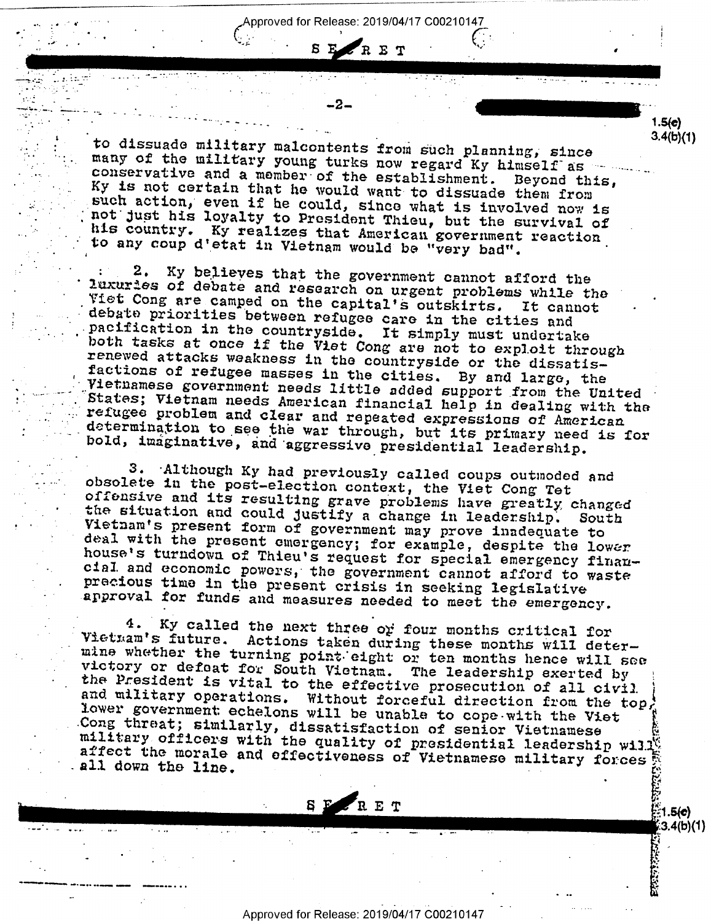to dissuade military malcontents from such planning, since many of the military young turks now regard Ky himself as conservative and a member of the establishment. Beyond this, Ky is not certain that he would want to dissuade them from such action, even if he could, since what is involved now is not just his loyalty to President Thieu, but the survival of his country. Ky realizes that American government reaction to any coup d'etat in Vietnam would be "very bad".

2. Ky believes that the government cannot afford the luxuries of debate and research on urgent problems while the Viet Cong are camped on the capital's outskirts. It cannot debate priorities between refugee care in the cities and pacification in the countryside. It simply must undertake both tasks at once if the Viet Cong are not to exploit through renewed attacks weakness in the countryside or the dissatisfactions of refugee masses in the cities. By and large, the Vietnamese government needs little added support from the United States; Vietnam needs American financial help in dealing with the refugee problem and clear and repeated expressions of American determination to see the war through, but its primary need is for bold, imaginative, and aggressive presidential leadership.

3. Although Ky had previously called coups outmoded and obsolete in the post-election context, the Viet Cong Tet offensive and its resulting grave problems have greatly changed the situation and could justify a change in leadership. South Vietnam's present form of government may prove inadequate to deal with the present emergency; for example, despite the lower house's turndown of Thieu's request for special emergency financial and economic powers, the government cannot afford to waste precious time in the present crisis in seeking legislative approval for funds and measures needed to meet the emergency.

4. Ky called the next three or four months critical for Vietnam's future. Actions taken during these months will determine whether the turning point eight or ten months hence will see victory or defeat for South Vietnam. The leadership exerted by the President is vital to the effective prosecution of all civil and military operations. Without forceful direction from the top, lower government echelons will be unable to cope with the Viet Cong threat; similarly, dissatisfaction of senior Vietnamese military officers with the quality of presidential leadership will affect the morale and effectiveness of Vietnamese military forces all down the line.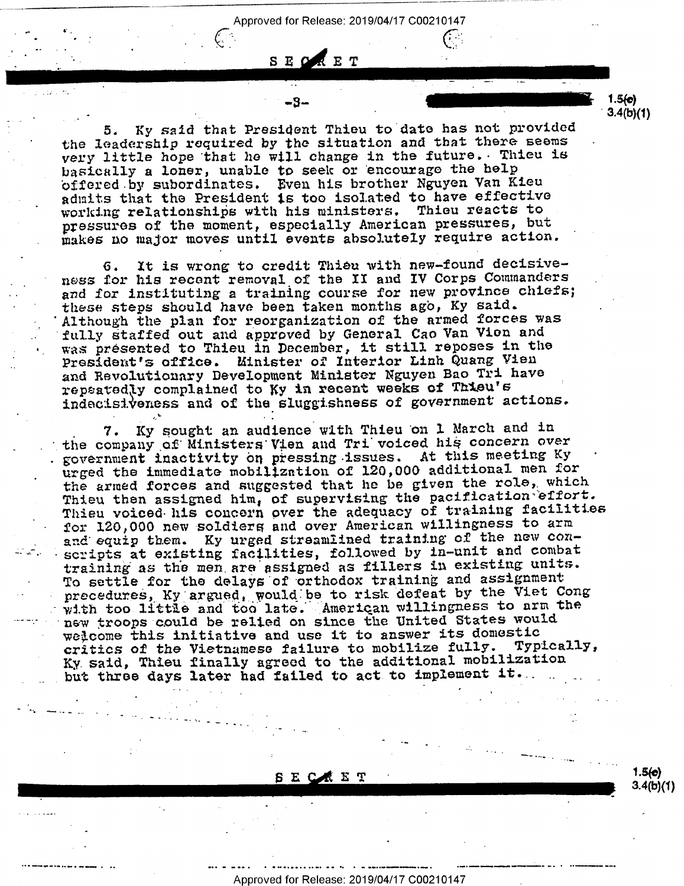SECRET

5. Ky said that President Thieu to date has not provided the leadership required by the situation and that there seems very little hope that he will change in the future. Thieu is basically a loner, unable to seek or encourage the help offered by subordinates. Even his brother Nguyen Van Kieu admits that the President is too isolated to have effective working relationships with his ministers. Thieu reacts to pressures of the moment, especially American pressures, but makes no major moves until events absolutely require action.

6. It is wrong to credit Thieu with new-found decisiveness for his recent removal of the II and IV Corps Commanders and for instituting a training course for new province chiefs; these steps should have been taken months ago, Ky said. Although the plan for reorganization of the armed forces was fully staffed out and approved by General Cao Van Vien and was presented to Thieu in December, it still reposes in the President's office. Minister of Interior Linh Quang Vien and Revolutionary Development Minister Nguyen Bao Tri have repeatedly complained to Ky in recent weeks of Thieu's indecisiveness and of the sluggishness of government actions.

7. Ky sought an audience with Thieu on 1 March and in the company of Ministers Vien and Tri voiced his concern over government inactivity on pressing issues. At this meeting Ky urged the immediate mobilization of 120,000 additional men for the armed forces and suggested that he be given the role, which Thieu then assigned him, of supervising the pacification effort. Thieu voiced his concern over the adequacy of training facilities for 120,000 new soldiers and over American willingness to arm and equip them. Ky urged streamlined training of the new conscripts at existing facilities, followed by in-unit and combat training as the men are assigned as fillers in existing units. To settle for the delays of orthodox training and assignment procedures, Ky argued, would be to risk defeat by the Viet Cong with too little and too late. American willingness to arm the new troops could be relied on since the United States would welcome this initiative and use it to answer its domestic critics of the Vietnamese failure to mobilize fully. Typically, Ky said, Thieu finally agreed to the additional mobilization but three days later had failed to act to implement it.

SECRET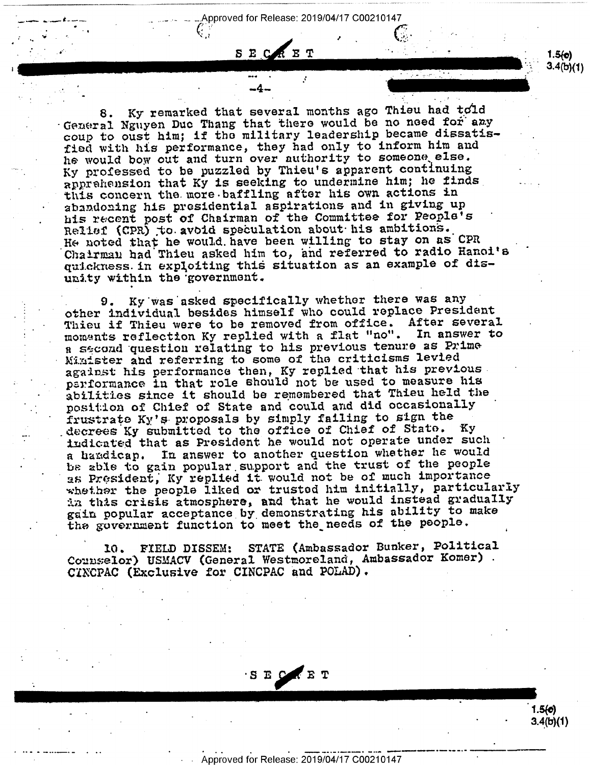SECRET

8. Ky remarked that several months ago Thieu had told General Nguyen Duc Thang that there would be no need for any coup to oust him; if the military leadership became dissatisfied with his performance, they had only to inform him and he would bow out and turn over authority to someone else. Ky professed to be puzzled by Thieu's apparent continuing apprehension that Ky is seeking to undermine him; he finds this concern the more baffling after his own actions in abandoning his presidential aspirations and in giving up his recent post of Chairman of the Committee for People's Relief (CPR) to avoid speculation about his ambitions. He noted that he would have been willing to stay on as CPR Chairman had Thieu asked him to, and referred to radio Hanoi's quickness in exploiting this situation as an example of disunity within the government.

9. Ky was asked specifically whether there was any other individual besides himself who could replace President Thieu if Thieu were to be removed from office. After several moments reflection Ky replied with a flat "no". In answer to a second question relating to his previous tenure as Prime Minister and referring to some of the criticisms levied against his performance then, Ky replied that his previous performance in that role should not be used to measure his abilities since it should be remembered that Thieu held the position of Chief of State and could and did occasionally frustrate Ky's proposals by simply failing to sign the decrees Ky submitted to the office of Chief of State. Ky indicated that as President he would not operate under such a handicap. In answer to another question whether he would be able to gain popular support and the trust of the people as President, Ky replied it would not be of much importance whether the people liked or trusted him initially, particularly in this crisis atmosphere, and that he would instead gradually gain popular acceptance by demonstrating his ability to make the government function to meet the needs of the people.

10. FIELD DISSEM: STATE (Ambassador Bunker, Political Counselor) USMACV (General Westmoreland, Ambassador Komer). CINCPAC (Exclusive for CINCPAC and POLAD).

SECRET